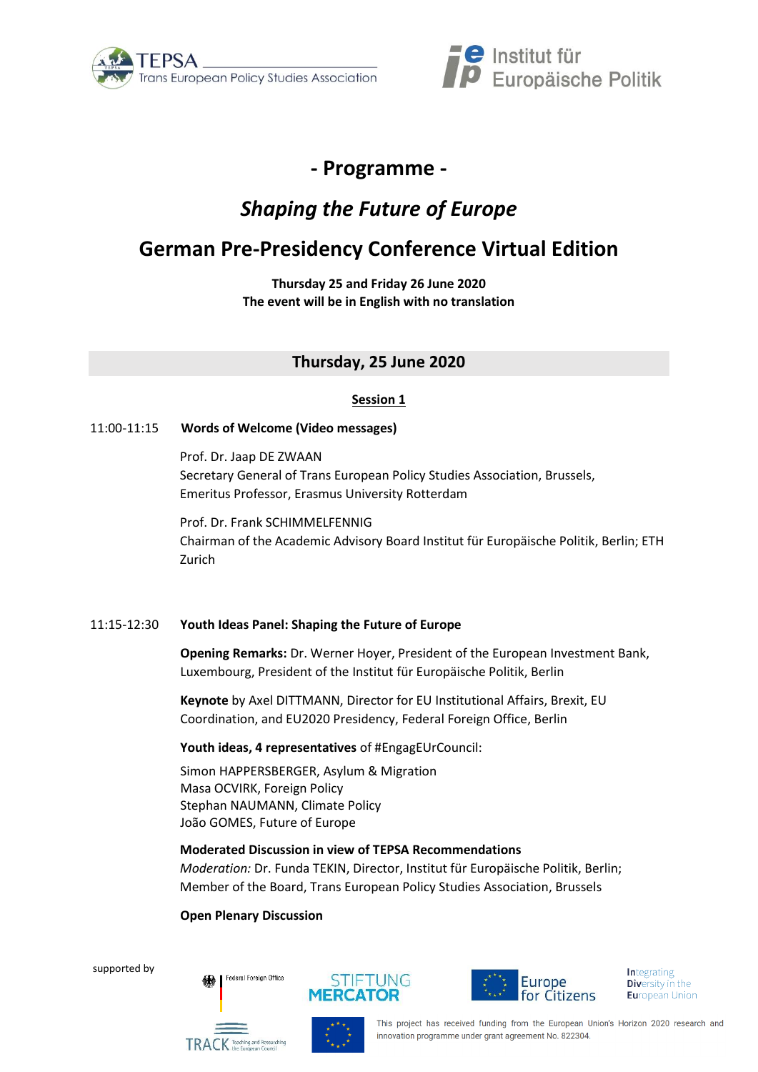TEPSA Trans European Policy Studies Association

Institut für Europäische Politik

# - Programme -

## *Shaping the Future of Europe*

## German Pre-Presidency Conference Virtual Edition

**Thursday 25 and Friday 26 June 2020**
**The event will be in English with no translation**

## Thursday, 25 June 2020

### Session 1

11:00-11:15 **Words of Welcome (Video messages)**

Prof. Dr. Jaap DE ZWAAN
Secretary General of Trans European Policy Studies Association, Brussels, Emeritus Professor, Erasmus University Rotterdam

Prof. Dr. Frank SCHIMMELFENNIG
Chairman of the Academic Advisory Board Institut für Europäische Politik, Berlin; ETH Zurich

11:15-12:30 **Youth Ideas Panel: Shaping the Future of Europe**

**Opening Remarks:** Dr. Werner Hoyer, President of the European Investment Bank, Luxembourg, President of the Institut für Europäische Politik, Berlin

**Keynote** by Axel DITTMANN, Director for EU Institutional Affairs, Brexit, EU Coordination, and EU2020 Presidency, Federal Foreign Office, Berlin

**Youth ideas, 4 representatives** of #EngagEUrCouncil:

Simon HAPPERSBERGER, Asylum & Migration
Masa OCVIRK, Foreign Policy
Stephan NAUMANN, Climate Policy
João GOMES, Future of Europe

**Moderated Discussion in view of TEPSA Recommendations**
*Moderation:* Dr. Funda TEKIN, Director, Institut für Europäische Politik, Berlin; Member of the Board, Trans European Policy Studies Association, Brussels

**Open Plenary Discussion**

supported by

Federal Foreign Office | STIFTUNG MERCATOR | Europe for Citizens | Integrating Diversity in the European Union | TRACK Teaching and Researching the European Council

This project has received funding from the European Union's Horizon 2020 research and innovation programme under grant agreement No. 822304.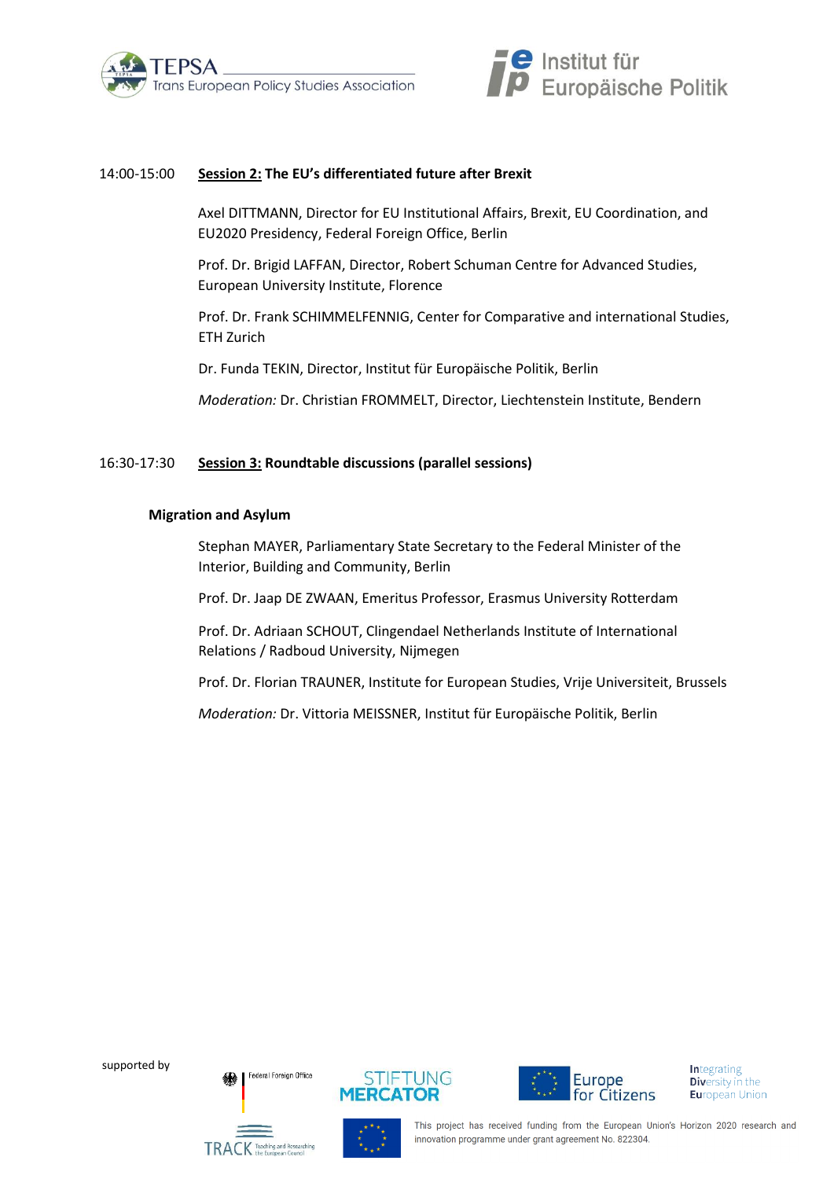14:00-15:00 **Session 2: The EU's differentiated future after Brexit**

Axel DITTMANN, Director for EU Institutional Affairs, Brexit, EU Coordination, and EU2020 Presidency, Federal Foreign Office, Berlin

Prof. Dr. Brigid LAFFAN, Director, Robert Schuman Centre for Advanced Studies, European University Institute, Florence

Prof. Dr. Frank SCHIMMELFENNIG, Center for Comparative and international Studies, ETH Zurich

Dr. Funda TEKIN, Director, Institut für Europäische Politik, Berlin

*Moderation:* Dr. Christian FROMMELT, Director, Liechtenstein Institute, Bendern

16:30-17:30 **Session 3: Roundtable discussions (parallel sessions)**

**Migration and Asylum**

Stephan MAYER, Parliamentary State Secretary to the Federal Minister of the Interior, Building and Community, Berlin

Prof. Dr. Jaap DE ZWAAN, Emeritus Professor, Erasmus University Rotterdam

Prof. Dr. Adriaan SCHOUT, Clingendael Netherlands Institute of International Relations / Radboud University, Nijmegen

Prof. Dr. Florian TRAUNER, Institute for European Studies, Vrije Universiteit, Brussels

*Moderation:* Dr. Vittoria MEISSNER, Institut für Europäische Politik, Berlin

supported by

This project has received funding from the European Union's Horizon 2020 research and innovation programme under grant agreement No. 822304.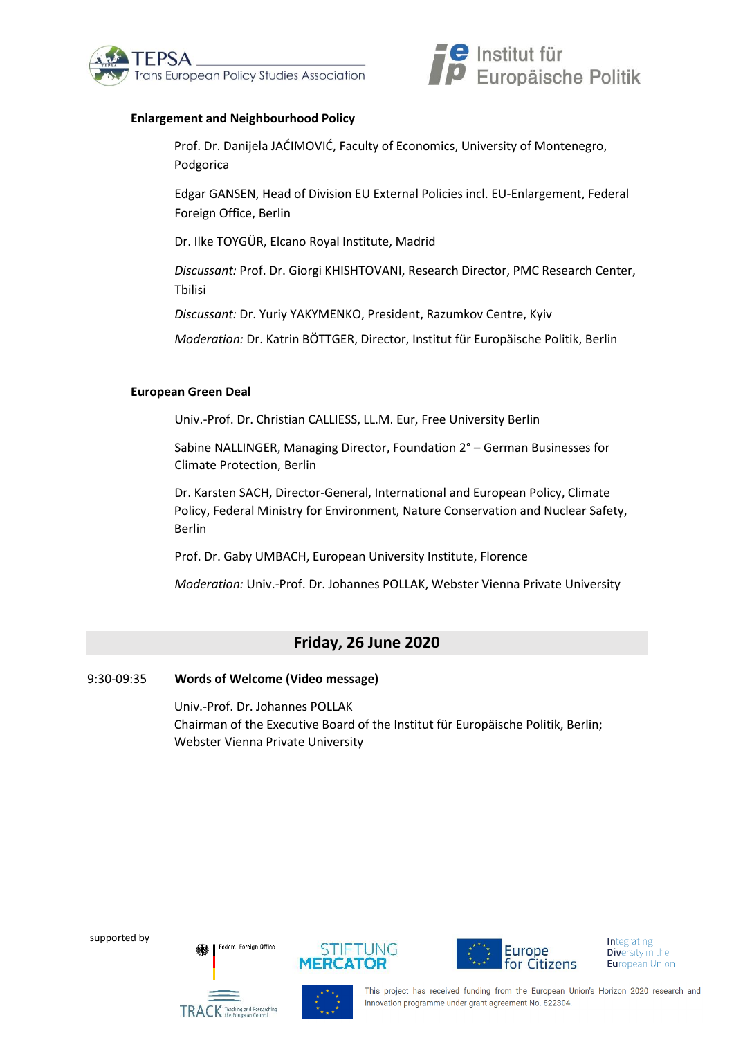**Enlargement and Neighbourhood Policy**

Prof. Dr. Danijela JAĆIMOVIĆ, Faculty of Economics, University of Montenegro, Podgorica

Edgar GANSEN, Head of Division EU External Policies incl. EU-Enlargement, Federal Foreign Office, Berlin

Dr. Ilke TOYGÜR, Elcano Royal Institute, Madrid

*Discussant:* Prof. Dr. Giorgi KHISHTOVANI, Research Director, PMC Research Center, Tbilisi

*Discussant:* Dr. Yuriy YAKYMENKO, President, Razumkov Centre, Kyiv

*Moderation:* Dr. Katrin BÖTTGER, Director, Institut für Europäische Politik, Berlin

**European Green Deal**

Univ.-Prof. Dr. Christian CALLIESS, LL.M. Eur, Free University Berlin

Sabine NALLINGER, Managing Director, Foundation 2° – German Businesses for Climate Protection, Berlin

Dr. Karsten SACH, Director-General, International and European Policy, Climate Policy, Federal Ministry for Environment, Nature Conservation and Nuclear Safety, Berlin

Prof. Dr. Gaby UMBACH, European University Institute, Florence

*Moderation:* Univ.-Prof. Dr. Johannes POLLAK, Webster Vienna Private University

## Friday, 26 June 2020

9:30-09:35 **Words of Welcome (Video message)**

Univ.-Prof. Dr. Johannes POLLAK
Chairman of the Executive Board of the Institut für Europäische Politik, Berlin; Webster Vienna Private University

supported by

This project has received funding from the European Union's Horizon 2020 research and innovation programme under grant agreement No. 822304.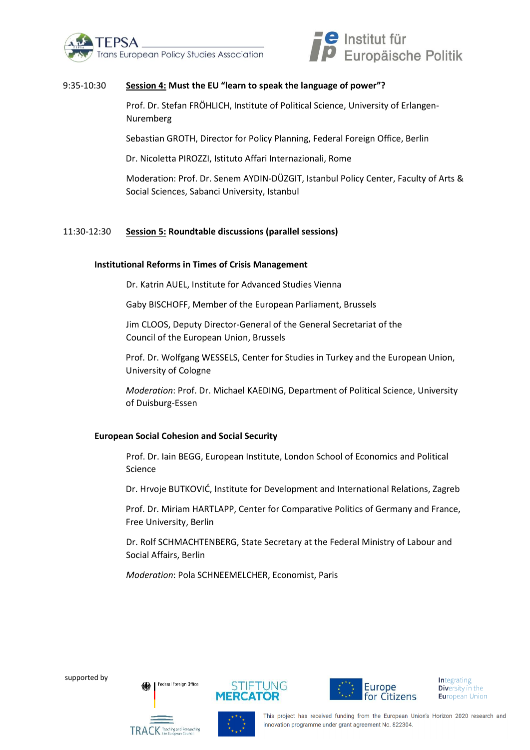9:35-10:30 **Session 4: Must the EU "learn to speak the language of power"?**

Prof. Dr. Stefan FRÖHLICH, Institute of Political Science, University of Erlangen-Nuremberg

Sebastian GROTH, Director for Policy Planning, Federal Foreign Office, Berlin

Dr. Nicoletta PIROZZI, Istituto Affari Internazionali, Rome

Moderation: Prof. Dr. Senem AYDIN-DÜZGIT, Istanbul Policy Center, Faculty of Arts & Social Sciences, Sabanci University, Istanbul

11:30-12:30 **Session 5: Roundtable discussions (parallel sessions)**

**Institutional Reforms in Times of Crisis Management**

Dr. Katrin AUEL, Institute for Advanced Studies Vienna

Gaby BISCHOFF, Member of the European Parliament, Brussels

Jim CLOOS, Deputy Director-General of the General Secretariat of the Council of the European Union, Brussels

Prof. Dr. Wolfgang WESSELS, Center for Studies in Turkey and the European Union, University of Cologne

*Moderation*: Prof. Dr. Michael KAEDING, Department of Political Science, University of Duisburg-Essen

**European Social Cohesion and Social Security**

Prof. Dr. Iain BEGG, European Institute, London School of Economics and Political Science

Dr. Hrvoje BUTKOVIĆ, Institute for Development and International Relations, Zagreb

Prof. Dr. Miriam HARTLAPP, Center for Comparative Politics of Germany and France, Free University, Berlin

Dr. Rolf SCHMACHTENBERG, State Secretary at the Federal Ministry of Labour and Social Affairs, Berlin

*Moderation*: Pola SCHNEEMELCHER, Economist, Paris

supported by

This project has received funding from the European Union's Horizon 2020 research and innovation programme under grant agreement No. 822304.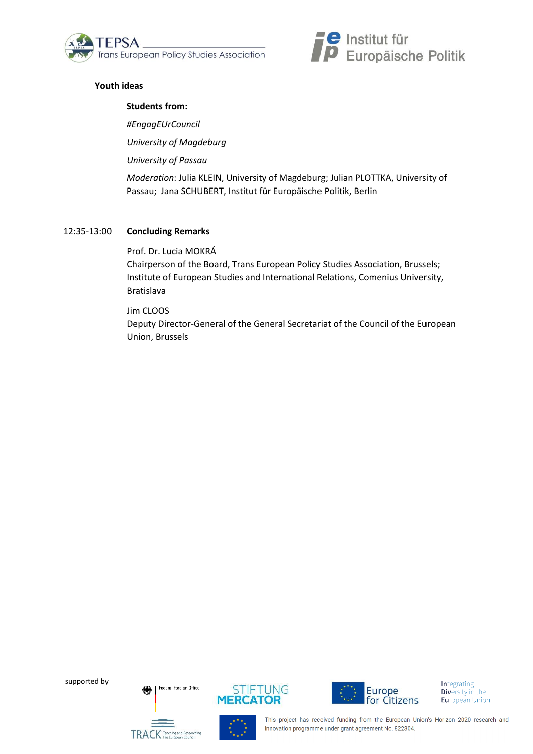**Youth ideas**

**Students from:**

*#EngagEUrCouncil*

*University of Magdeburg*

*University of Passau*

*Moderation*: Julia KLEIN, University of Magdeburg; Julian PLOTTKA, University of Passau; Jana SCHUBERT, Institut für Europäische Politik, Berlin

12:35-13:00 **Concluding Remarks**

Prof. Dr. Lucia MOKRÁ
Chairperson of the Board, Trans European Policy Studies Association, Brussels; Institute of European Studies and International Relations, Comenius University, Bratislava

Jim CLOOS
Deputy Director-General of the General Secretariat of the Council of the European Union, Brussels

supported by

This project has received funding from the European Union's Horizon 2020 research and innovation programme under grant agreement No. 822304.